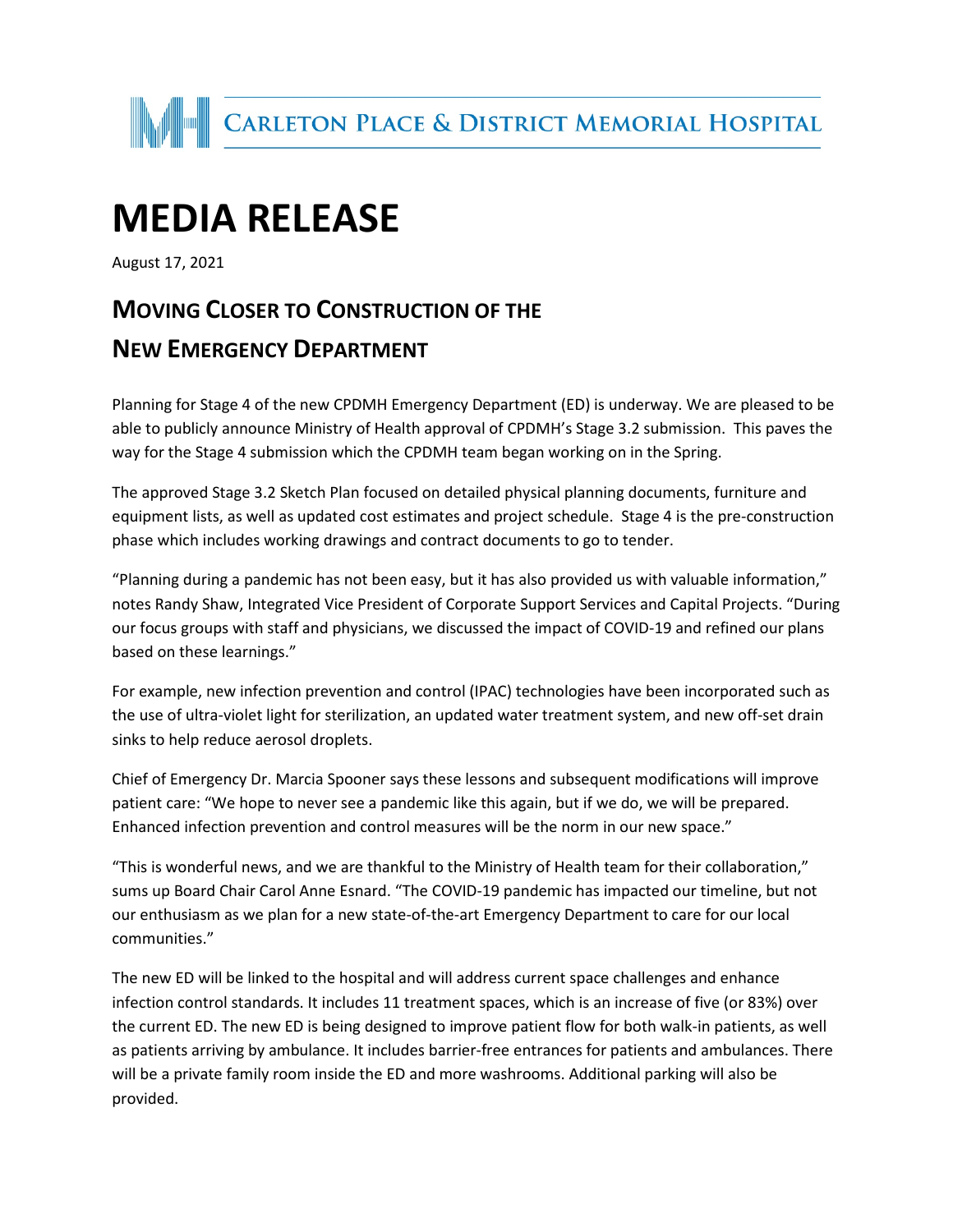CARLETON PLACE & DISTRICT MEMORIAL HOSPITAL

# MEDIA RELEASE

August 17, 2021

## MOVING CLOSER TO CONSTRUCTION OF THE NEW EMERGENCY DEPARTMENT

Planning for Stage 4 of the new CPDMH Emergency Department (ED) is underway. We are pleased to be able to publicly announce Ministry of Health approval of CPDMH's Stage 3.2 submission. This paves the way for the Stage 4 submission which the CPDMH team began working on in the Spring.

The approved Stage 3.2 Sketch Plan focused on detailed physical planning documents, furniture and equipment lists, as well as updated cost estimates and project schedule. Stage 4 is the pre-construction phase which includes working drawings and contract documents to go to tender.

"Planning during a pandemic has not been easy, but it has also provided us with valuable information," notes Randy Shaw, Integrated Vice President of Corporate Support Services and Capital Projects. "During our focus groups with staff and physicians, we discussed the impact of COVID-19 and refined our plans based on these learnings."

For example, new infection prevention and control (IPAC) technologies have been incorporated such as the use of ultra-violet light for sterilization, an updated water treatment system, and new off-set drain sinks to help reduce aerosol droplets.

Chief of Emergency Dr. Marcia Spooner says these lessons and subsequent modifications will improve patient care: "We hope to never see a pandemic like this again, but if we do, we will be prepared. Enhanced infection prevention and control measures will be the norm in our new space."

"This is wonderful news, and we are thankful to the Ministry of Health team for their collaboration," sums up Board Chair Carol Anne Esnard. "The COVID-19 pandemic has impacted our timeline, but not our enthusiasm as we plan for a new state-of-the-art Emergency Department to care for our local communities."

The new ED will be linked to the hospital and will address current space challenges and enhance infection control standards. It includes 11 treatment spaces, which is an increase of five (or 83%) over the current ED. The new ED is being designed to improve patient flow for both walk-in patients, as well as patients arriving by ambulance. It includes barrier-free entrances for patients and ambulances. There will be a private family room inside the ED and more washrooms. Additional parking will also be provided.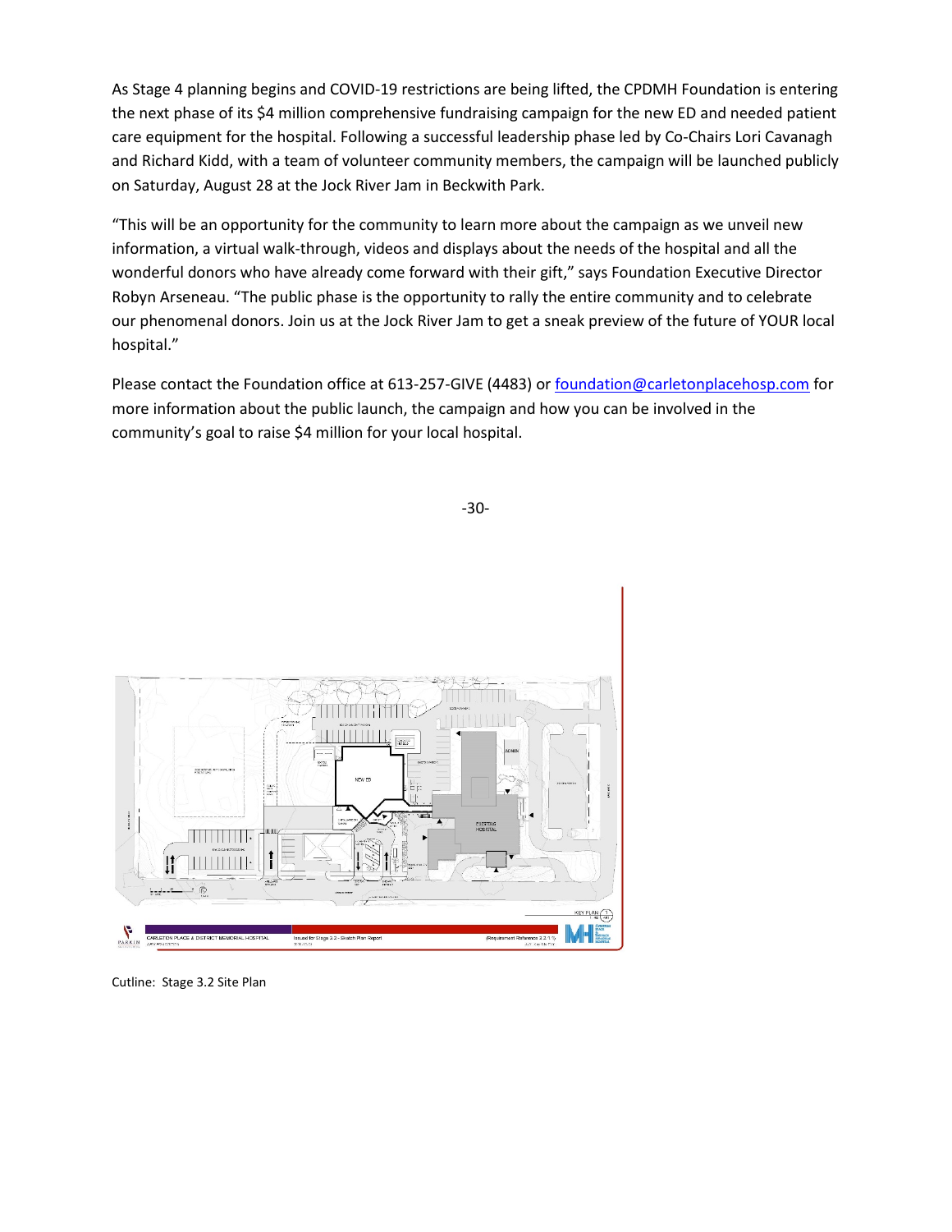As Stage 4 planning begins and COVID-19 restrictions are being lifted, the CPDMH Foundation is entering the next phase of its $4 million comprehensive fundraising campaign for the new ED and needed patient care equipment for the hospital. Following a successful leadership phase led by Co-Chairs Lori Cavanagh and Richard Kidd, with a team of volunteer community members, the campaign will be launched publicly on Saturday, August 28 at the Jock River Jam in Beckwith Park.

"This will be an opportunity for the community to learn more about the campaign as we unveil new information, a virtual walk-through, videos and displays about the needs of the hospital and all the wonderful donors who have already come forward with their gift," says Foundation Executive Director Robyn Arseneau. "The public phase is the opportunity to rally the entire community and to celebrate our phenomenal donors. Join us at the Jock River Jam to get a sneak preview of the future of YOUR local hospital."

Please contact the Foundation office at 613-257-GIVE (4483) or foundation@carletonplacehosp.com for more information about the public launch, the campaign and how you can be involved in the community's goal to raise $4 million for your local hospital.

-30-

Cutline: Stage 3.2 Site Plan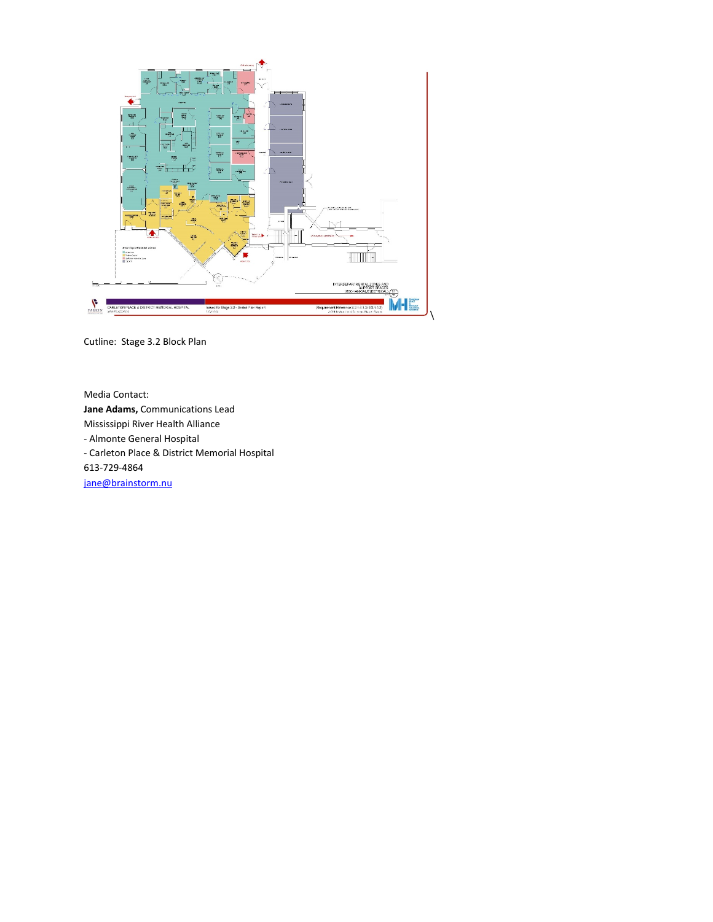Cutline: Stage 3.2 Block Plan

Media Contact:
**Jane Adams,** Communications Lead
Mississippi River Health Alliance
- Almonte General Hospital
- Carleton Place & District Memorial Hospital
613-729-4864
jane@brainstorm.nu